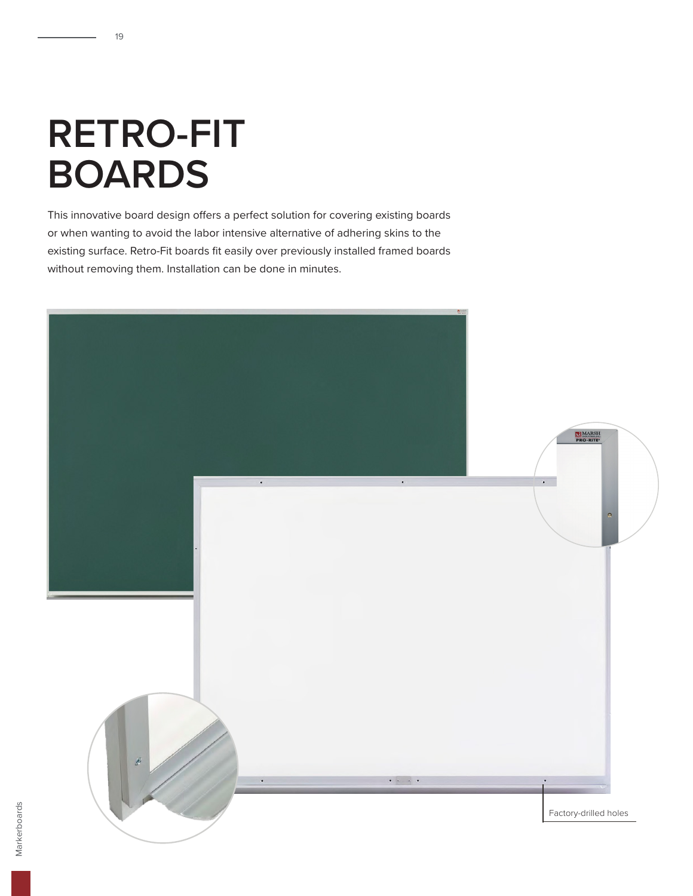# RETRO-FIT BOARDS

This innovative board design offers a perfect solution for covering existing boards or when wanting to avoid the labor intensive alternative of adhering skins to the existing surface. Retro-Fit boards fit easily over previously installed framed boards without removing them. Installation can be done in minutes.

Factory-drilled holes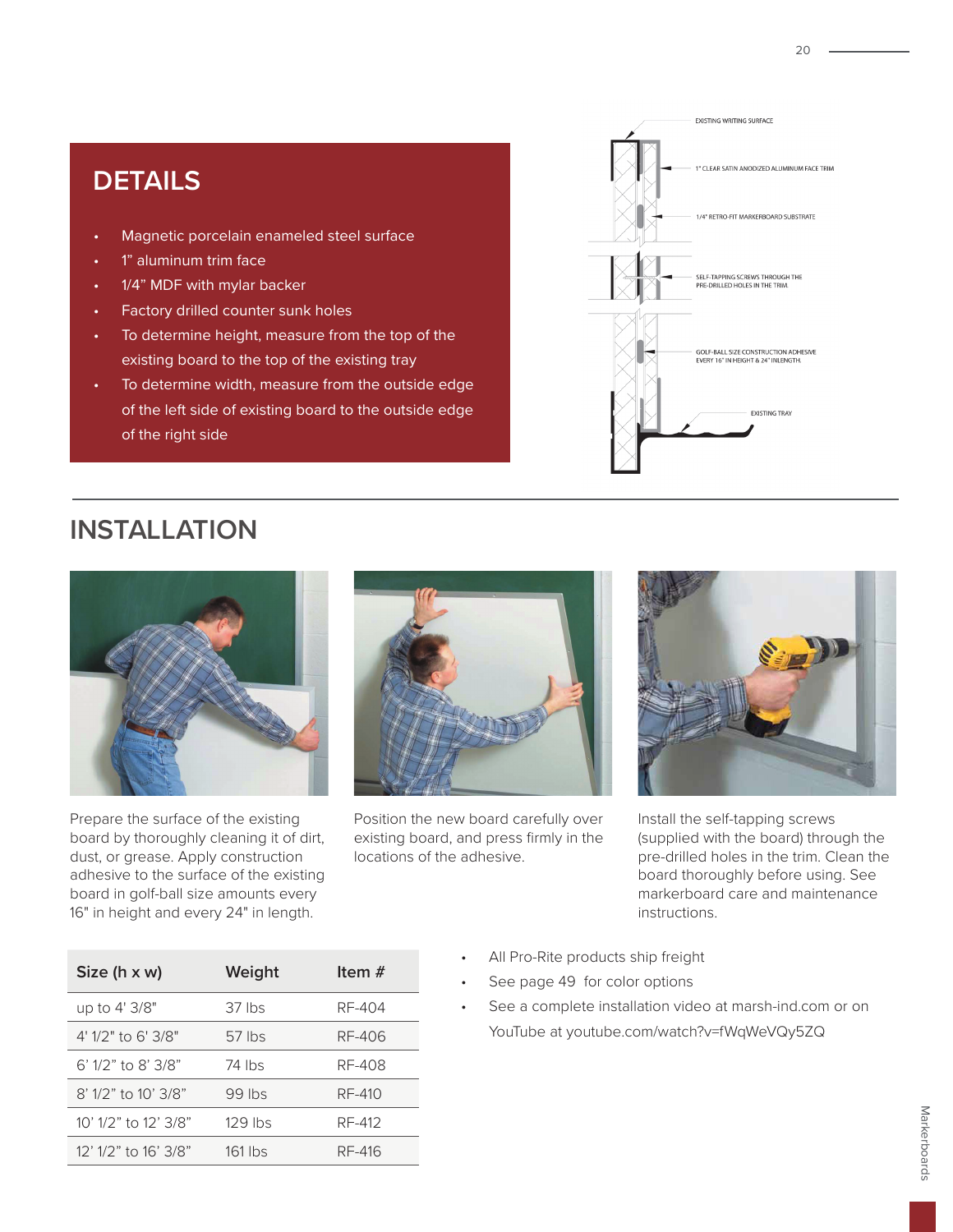## DETAILS

- Magnetic porcelain enameled steel surface
- 1” aluminum trim face
- 1/4” MDF with mylar backer
- Factory drilled counter sunk holes
- To determine height, measure from the top of the existing board to the top of the existing tray
- To determine width, measure from the outside edge of the left side of existing board to the outside edge of the right side

EXISTING WRITING SURFACE

1" CLEAR SATIN ANODIZED ALUMINUM FACE TRIM

1/4" RETRO-FIT MARKERBOARD SUBSTRATE

SELF-TAPPING SCREWS THROUGH THE PRE-DRILLED HOLES IN THE TRIM

GOLF-BALL SIZE CONSTRUCTION ADHESIVE EVERY 16" IN HEIGHT & 24" IN LENGTH.

EXISTING TRAY

## INSTALLATION

Prepare the surface of the existing board by thoroughly cleaning it of dirt, dust, or grease. Apply construction adhesive to the surface of the existing board in golf-ball size amounts every 16" in height and every 24" in length.

Position the new board carefully over existing board, and press firmly in the locations of the adhesive.

Install the self-tapping screws (supplied with the board) through the pre-drilled holes in the trim. Clean the board thoroughly before using. See markerboard care and maintenance instructions.

| Size (h x w) | Weight | Item # |
|---|---|---|
| up to 4' 3/8" | 37 lbs | RF-404 |
| 4' 1/2" to 6' 3/8" | 57 lbs | RF-406 |
| 6' 1/2" to 8' 3/8" | 74 lbs | RF-408 |
| 8' 1/2" to 10' 3/8" | 99 lbs | RF-410 |
| 10' 1/2" to 12' 3/8" | 129 lbs | RF-412 |
| 12' 1/2" to 16' 3/8" | 161 lbs | RF-416 |

- All Pro-Rite products ship freight
- See page 49 for color options
- See a complete installation video at marsh-ind.com or on YouTube at youtube.com/watch?v=fWqWeVQy5ZQ